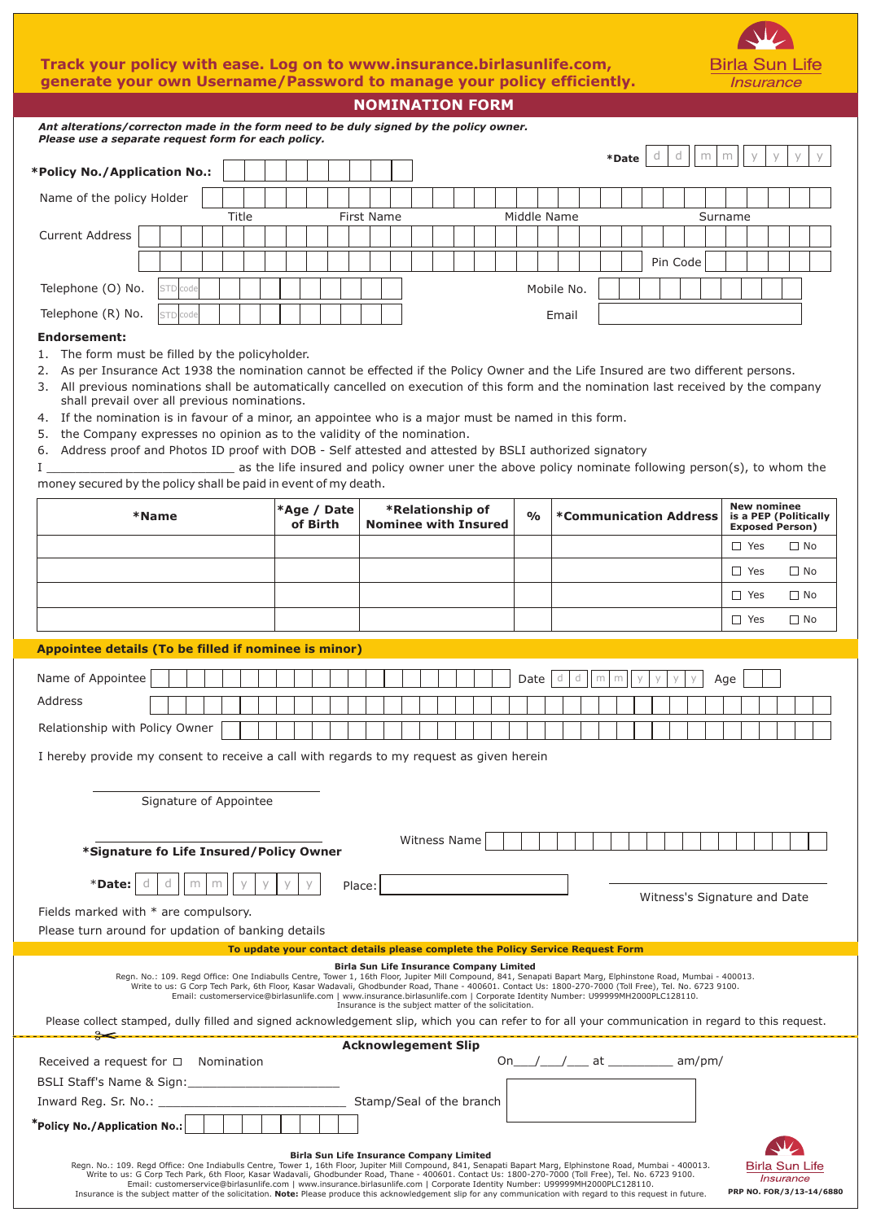**Track your policy with ease. Log on to www.insurance.birlasunlife.com, generate your own Username/Password to manage your policy efficiently.**

Birla Sun Life Insurance

## NOMINATION FORM

***Ant alterations/correcton made in the form need to be duly signed by the policy owner.***
***Please use a separate request form for each policy.***

**\*Date** d d m m y y y y

**\*Policy No./Application No.:**

Name of the policy Holder

Title | First Name | Middle Name | Surname

Current Address

Pin Code

Telephone (O) No. STD code | Mobile No.

Telephone (R) No. STD code | Email

**Endorsement:**

1. The form must be filled by the policyholder.
2. As per Insurance Act 1938 the nomination cannot be effected if the Policy Owner and the Life Insured are two different persons.
3. All previous nominations shall be automatically cancelled on execution of this form and the nomination last received by the company shall prevail over all previous nominations.
4. If the nomination is in favour of a minor, an appointee who is a major must be named in this form.
5. the Company expresses no opinion as to the validity of the nomination.
6. Address proof and Photos ID proof with DOB - Self attested and attested by BSLI authorized signatory

I __________________________ as the life insured and policy owner uner the above policy nominate following person(s), to whom the money secured by the policy shall be paid in event of my death.

| *Name | *Age / Date of Birth | *Relationship of Nominee with Insured | % | *Communication Address | New nominee is a PEP (Politically Exposed Person) |
|---|---|---|---|---|---|
| | | | | | ☐ Yes ☐ No |
| | | | | | ☐ Yes ☐ No |
| | | | | | ☐ Yes ☐ No |
| | | | | | ☐ Yes ☐ No |

### Appointee details (To be filled if nominee is minor)

Name of Appointee | Date d d m m y y y y | Age

Address

Relationship with Policy Owner

I hereby provide my consent to receive a call with regards to my request as given herein

Signature of Appointee

**\*Signature fo Life Insured/Policy Owner** | Witness Name

**\*Date:** d d m m y y y y | Place:

Witness's Signature and Date

Fields marked with * are compulsory.

Please turn around for updation of banking details

**To update your contact details please complete the Policy Service Request Form**

**Birla Sun Life Insurance Company Limited**
Regn. No.: 109. Regd Office: One Indiabulls Centre, Tower 1, 16th Floor, Jupiter Mill Compound, 841, Senapati Bapart Marg, Elphinstone Road, Mumbai - 400013.
Write to us: G Corp Tech Park, 6th Floor, Kasar Wadavali, Ghodbunder Road, Thane - 400601. Contact Us: 1800-270-7000 (Toll Free), Tel. No. 6723 9100.
Email: customerservice@birlasunlife.com | www.insurance.birlasunlife.com | Corporate Identity Number: U99999MH2000PLC128110.
Insurance is the subject matter of the solicitation.

Please collect stamped, dully filled and signed acknowledgement slip, which you can refer to for all your communication in regard to this request.

### Acknowledgement Slip

Received a request for ☐ Nomination | On___/___/___ at _________ am/pm/

BSLI Staff's Name & Sign:______________________

Inward Reg. Sr. No.: __________________________ Stamp/Seal of the branch

**\*Policy No./Application No.:**

**Birla Sun Life Insurance Company Limited**
Regn. No.: 109. Regd Office: One Indiabulls Centre, Tower 1, 16th Floor, Jupiter Mill Compound, 841, Senapati Bapart Marg, Elphinstone Road, Mumbai - 400013.
Write to us: G Corp Tech Park, 6th Floor, Kasar Wadavali, Ghodbunder Road, Thane - 400601. Contact Us: 1800-270-7000 (Toll Free), Tel. No. 6723 9100.
Email: customerservice@birlasunlife.com | www.insurance.birlasunlife.com | Corporate Identity Number: U99999MH2000PLC128110.
Insurance is the subject matter of the solicitation. **Note:** Please produce this acknowledgement slip for any communication with regard to this request in future.

Birla Sun Life Insurance

**PRP NO. FOR/3/13-14/6880**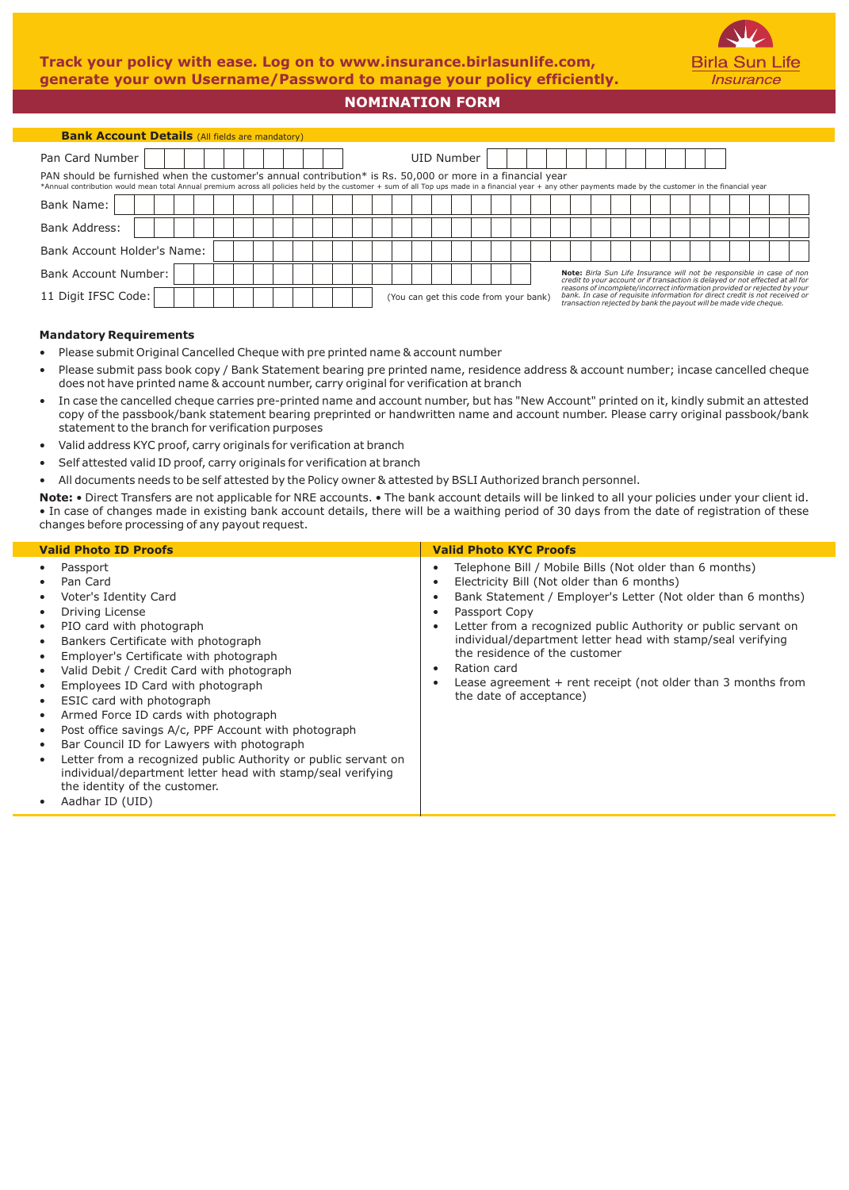**Track your policy with ease. Log on to www.insurance.birlasunlife.com, generate your own Username/Password to manage your policy efficiently.**

Birla Sun Life Insurance

# NOMINATION FORM

## Bank Account Details (All fields are mandatory)

Pan Card Number: ____________ UID Number: ____________

PAN should be furnished when the customer's annual contribution* is Rs. 50,000 or more in a financial year

*Annual contribution would mean total Annual premium across all policies held by the customer + sum of all Top ups made in a financial year + any other payments made by the customer in the financial year

Bank Name: ____________

Bank Address: ____________

Bank Account Holder's Name: ____________

Bank Account Number: ____________

11 Digit IFSC Code: ____________ (You can get this code from your bank)

*Note: Birla Sun Life Insurance will not be responsible in case of non credit to your account or if transaction is delayed or not effected at all for reasons of incomplete/incorrect information provided or rejected by your bank. In case of requisite information for direct credit is not received or transaction rejected by bank the payout will be made vide cheque.*

### Mandatory Requirements

- Please submit Original Cancelled Cheque with pre printed name & account number
- Please submit pass book copy / Bank Statement bearing pre printed name, residence address & account number; incase cancelled cheque does not have printed name & account number, carry original for verification at branch
- In case the cancelled cheque carries pre-printed name and account number, but has "New Account" printed on it, kindly submit an attested copy of the passbook/bank statement bearing preprinted or handwritten name and account number. Please carry original passbook/bank statement to the branch for verification purposes
- Valid address KYC proof, carry originals for verification at branch
- Self attested valid ID proof, carry originals for verification at branch
- All documents needs to be self attested by the Policy owner & attested by BSLI Authorized branch personnel.

**Note:** • Direct Transfers are not applicable for NRE accounts. • The bank account details will be linked to all your policies under your client id. • In case of changes made in existing bank account details, there will be a waithing period of 30 days from the date of registration of these changes before processing of any payout request.

### Valid Photo ID Proofs

- Passport
- Pan Card
- Voter's Identity Card
- Driving License
- PIO card with photograph
- Bankers Certificate with photograph
- Employer's Certificate with photograph
- Valid Debit / Credit Card with photograph
- Employees ID Card with photograph
- ESIC card with photograph
- Armed Force ID cards with photograph
- Post office savings A/c, PPF Account with photograph
- Bar Council ID for Lawyers with photograph
- Letter from a recognized public Authority or public servant on individual/department letter head with stamp/seal verifying the identity of the customer.
- Aadhar ID (UID)

### Valid Photo KYC Proofs

- Telephone Bill / Mobile Bills (Not older than 6 months)
- Electricity Bill (Not older than 6 months)
- Bank Statement / Employer's Letter (Not older than 6 months)
- Passport Copy
- Letter from a recognized public Authority or public servant on individual/department letter head with stamp/seal verifying the residence of the customer
- Ration card
- Lease agreement + rent receipt (not older than 3 months from the date of acceptance)